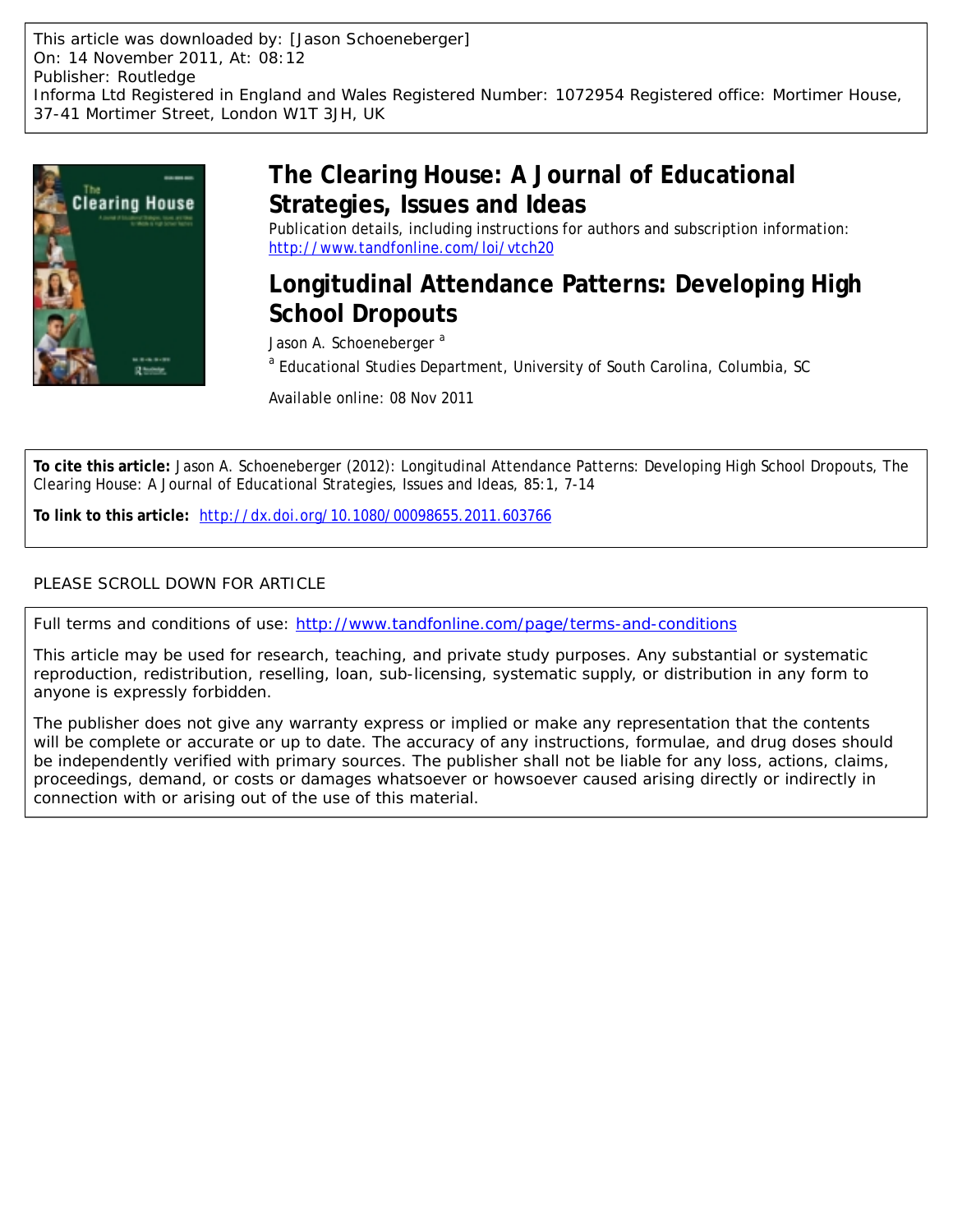This article was downloaded by: [Jason Schoeneberger]
On: 14 November 2011, At: 08:12
Publisher: Routledge
Informa Ltd Registered in England and Wales Registered Number: 1072954 Registered office: Mortimer House, 37-41 Mortimer Street, London W1T 3JH, UK

# The Clearing House: A Journal of Educational Strategies, Issues and Ideas

Publication details, including instructions for authors and subscription information:
http://www.tandfonline.com/loi/vtch20

# Longitudinal Attendance Patterns: Developing High School Dropouts

Jason A. Schoeneberger [a]

[a] Educational Studies Department, University of South Carolina, Columbia, SC

Available online: 08 Nov 2011

**To cite this article:** Jason A. Schoeneberger (2012): Longitudinal Attendance Patterns: Developing High School Dropouts, The Clearing House: A Journal of Educational Strategies, Issues and Ideas, 85:1, 7-14

**To link to this article:** http://dx.doi.org/10.1080/00098655.2011.603766

PLEASE SCROLL DOWN FOR ARTICLE

Full terms and conditions of use: http://www.tandfonline.com/page/terms-and-conditions

This article may be used for research, teaching, and private study purposes. Any substantial or systematic reproduction, redistribution, reselling, loan, sub-licensing, systematic supply, or distribution in any form to anyone is expressly forbidden.

The publisher does not give any warranty express or implied or make any representation that the contents will be complete or accurate or up to date. The accuracy of any instructions, formulae, and drug doses should be independently verified with primary sources. The publisher shall not be liable for any loss, actions, claims, proceedings, demand, or costs or damages whatsoever or howsoever caused arising directly or indirectly in connection with or arising out of the use of this material.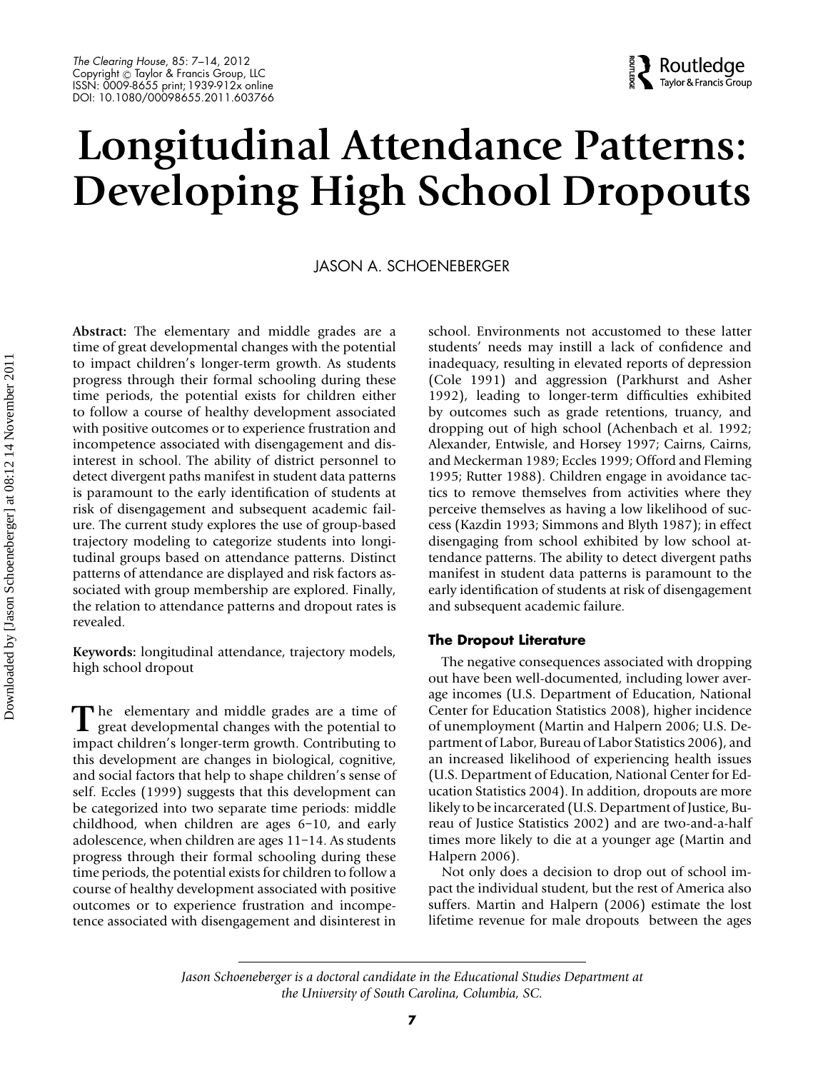# Longitudinal Attendance Patterns: Developing High School Dropouts

JASON A. SCHOENEBERGER

**Abstract:** The elementary and middle grades are a time of great developmental changes with the potential to impact children's longer-term growth. As students progress through their formal schooling during these time periods, the potential exists for children either to follow a course of healthy development associated with positive outcomes or to experience frustration and incompetence associated with disengagement and disinterest in school. The ability of district personnel to detect divergent paths manifest in student data patterns is paramount to the early identification of students at risk of disengagement and subsequent academic failure. The current study explores the use of group-based trajectory modeling to categorize students into longitudinal groups based on attendance patterns. Distinct patterns of attendance are displayed and risk factors associated with group membership are explored. Finally, the relation to attendance patterns and dropout rates is revealed.

**Keywords:** longitudinal attendance, trajectory models, high school dropout

The elementary and middle grades are a time of great developmental changes with the potential to impact children's longer-term growth. Contributing to this development are changes in biological, cognitive, and social factors that help to shape children's sense of self. Eccles (1999) suggests that this development can be categorized into two separate time periods: middle childhood, when children are ages 6–10, and early adolescence, when children are ages 11–14. As students progress through their formal schooling during these time periods, the potential exists for children to follow a course of healthy development associated with positive outcomes or to experience frustration and incompetence associated with disengagement and disinterest in school. Environments not accustomed to these latter students' needs may instill a lack of confidence and inadequacy, resulting in elevated reports of depression (Cole 1991) and aggression (Parkhurst and Asher 1992), leading to longer-term difficulties exhibited by outcomes such as grade retentions, truancy, and dropping out of high school (Achenbach et al. 1992; Alexander, Entwisle, and Horsey 1997; Cairns, Cairns, and Meckerman 1989; Eccles 1999; Offord and Fleming 1995; Rutter 1988). Children engage in avoidance tactics to remove themselves from activities where they perceive themselves as having a low likelihood of success (Kazdin 1993; Simmons and Blyth 1987); in effect disengaging from school exhibited by low school attendance patterns. The ability to detect divergent paths manifest in student data patterns is paramount to the early identification of students at risk of disengagement and subsequent academic failure.

## The Dropout Literature

The negative consequences associated with dropping out have been well-documented, including lower average incomes (U.S. Department of Education, National Center for Education Statistics 2008), higher incidence of unemployment (Martin and Halpern 2006; U.S. Department of Labor, Bureau of Labor Statistics 2006), and an increased likelihood of experiencing health issues (U.S. Department of Education, National Center for Education Statistics 2004). In addition, dropouts are more likely to be incarcerated (U.S. Department of Justice, Bureau of Justice Statistics 2002) and are two-and-a-half times more likely to die at a younger age (Martin and Halpern 2006).

Not only does a decision to drop out of school impact the individual student, but the rest of America also suffers. Martin and Halpern (2006) estimate the lost lifetime revenue for male dropouts between the ages

*Jason Schoeneberger is a doctoral candidate in the Educational Studies Department at the University of South Carolina, Columbia, SC.*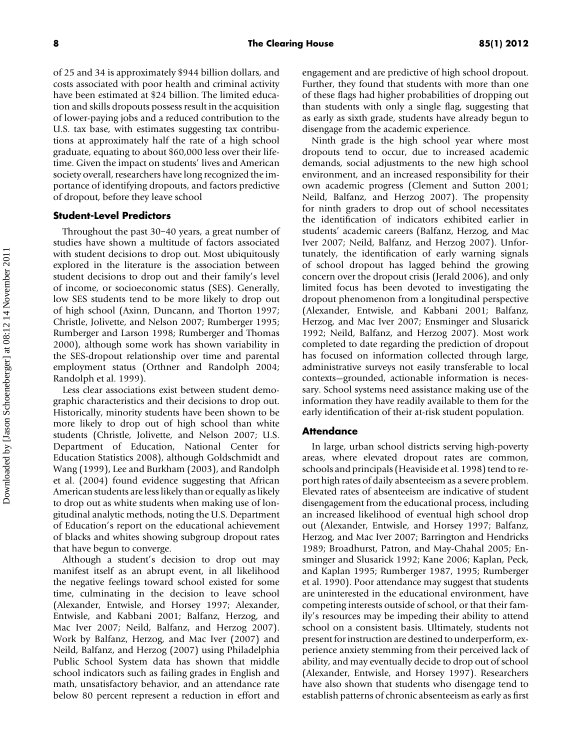of 25 and 34 is approximately $944 billion dollars, and costs associated with poor health and criminal activity have been estimated at $24 billion. The limited education and skills dropouts possess result in the acquisition of lower-paying jobs and a reduced contribution to the U.S. tax base, with estimates suggesting tax contributions at approximately half the rate of a high school graduate, equating to about $60,000 less over their lifetime. Given the impact on students' lives and American society overall, researchers have long recognized the importance of identifying dropouts, and factors predictive of dropout, before they leave school

### Student-Level Predictors

Throughout the past 30–40 years, a great number of studies have shown a multitude of factors associated with student decisions to drop out. Most ubiquitously explored in the literature is the association between student decisions to drop out and their family's level of income, or socioeconomic status (SES). Generally, low SES students tend to be more likely to drop out of high school (Axinn, Duncann, and Thorton 1997; Christle, Jolivette, and Nelson 2007; Rumberger 1995; Rumberger and Larson 1998; Rumberger and Thomas 2000), although some work has shown variability in the SES-dropout relationship over time and parental employment status (Orthner and Randolph 2004; Randolph et al. 1999).

Less clear associations exist between student demographic characteristics and their decisions to drop out. Historically, minority students have been shown to be more likely to drop out of high school than white students (Christle, Jolivette, and Nelson 2007; U.S. Department of Education, National Center for Education Statistics 2008), although Goldschmidt and Wang (1999), Lee and Burkham (2003), and Randolph et al. (2004) found evidence suggesting that African American students are less likely than or equally as likely to drop out as white students when making use of longitudinal analytic methods, noting the U.S. Department of Education's report on the educational achievement of blacks and whites showing subgroup dropout rates that have begun to converge.

Although a student's decision to drop out may manifest itself as an abrupt event, in all likelihood the negative feelings toward school existed for some time, culminating in the decision to leave school (Alexander, Entwisle, and Horsey 1997; Alexander, Entwisle, and Kabbani 2001; Balfanz, Herzog, and Mac Iver 2007; Neild, Balfanz, and Herzog 2007). Work by Balfanz, Herzog, and Mac Iver (2007) and Neild, Balfanz, and Herzog (2007) using Philadelphia Public School System data has shown that middle school indicators such as failing grades in English and math, unsatisfactory behavior, and an attendance rate below 80 percent represent a reduction in effort and engagement and are predictive of high school dropout. Further, they found that students with more than one of these flags had higher probabilities of dropping out than students with only a single flag, suggesting that as early as sixth grade, students have already begun to disengage from the academic experience.

Ninth grade is the high school year where most dropouts tend to occur, due to increased academic demands, social adjustments to the new high school environment, and an increased responsibility for their own academic progress (Clement and Sutton 2001; Neild, Balfanz, and Herzog 2007). The propensity for ninth graders to drop out of school necessitates the identification of indicators exhibited earlier in students' academic careers (Balfanz, Herzog, and Mac Iver 2007; Neild, Balfanz, and Herzog 2007). Unfortunately, the identification of early warning signals of school dropout has lagged behind the growing concern over the dropout crisis (Jerald 2006), and only limited focus has been devoted to investigating the dropout phenomenon from a longitudinal perspective (Alexander, Entwisle, and Kabbani 2001; Balfanz, Herzog, and Mac Iver 2007; Ensminger and Slusarick 1992; Neild, Balfanz, and Herzog 2007). Most work completed to date regarding the prediction of dropout has focused on information collected through large, administrative surveys not easily transferable to local contexts—grounded, actionable information is necessary. School systems need assistance making use of the information they have readily available to them for the early identification of their at-risk student population.

### Attendance

In large, urban school districts serving high-poverty areas, where elevated dropout rates are common, schools and principals (Heaviside et al. 1998) tend to report high rates of daily absenteeism as a severe problem. Elevated rates of absenteeism are indicative of student disengagement from the educational process, including an increased likelihood of eventual high school drop out (Alexander, Entwisle, and Horsey 1997; Balfanz, Herzog, and Mac Iver 2007; Barrington and Hendricks 1989; Broadhurst, Patron, and May-Chahal 2005; Ensminger and Slusarick 1992; Kane 2006; Kaplan, Peck, and Kaplan 1995; Rumberger 1987, 1995; Rumberger et al. 1990). Poor attendance may suggest that students are uninterested in the educational environment, have competing interests outside of school, or that their family's resources may be impeding their ability to attend school on a consistent basis. Ultimately, students not present for instruction are destined to underperform, experience anxiety stemming from their perceived lack of ability, and may eventually decide to drop out of school (Alexander, Entwisle, and Horsey 1997). Researchers have also shown that students who disengage tend to establish patterns of chronic absenteeism as early as first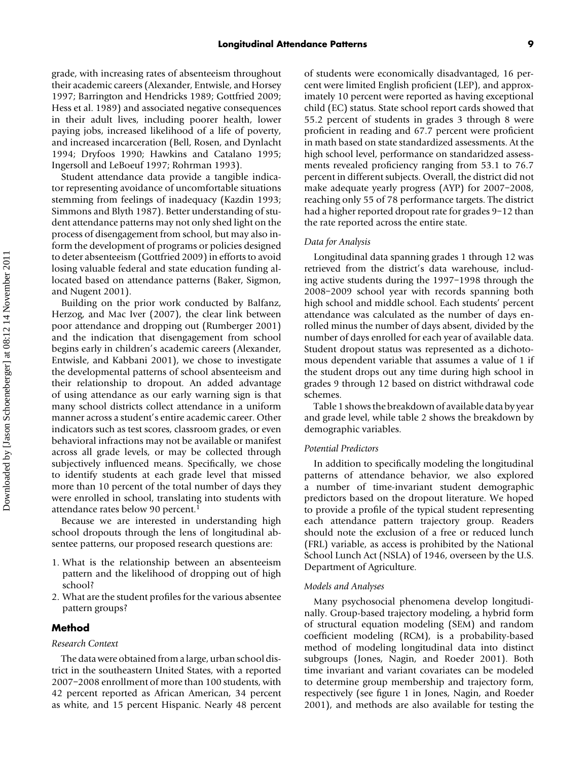grade, with increasing rates of absenteeism throughout their academic careers (Alexander, Entwisle, and Horsey 1997; Barrington and Hendricks 1989; Gottfried 2009; Hess et al. 1989) and associated negative consequences in their adult lives, including poorer health, lower paying jobs, increased likelihood of a life of poverty, and increased incarceration (Bell, Rosen, and Dynlacht 1994; Dryfoos 1990; Hawkins and Catalano 1995; Ingersoll and LeBoeuf 1997; Rohrman 1993).

Student attendance data provide a tangible indicator representing avoidance of uncomfortable situations stemming from feelings of inadequacy (Kazdin 1993; Simmons and Blyth 1987). Better understanding of student attendance patterns may not only shed light on the process of disengagement from school, but may also inform the development of programs or policies designed to deter absenteeism (Gottfried 2009) in efforts to avoid losing valuable federal and state education funding allocated based on attendance patterns (Baker, Sigmon, and Nugent 2001).

Building on the prior work conducted by Balfanz, Herzog, and Mac Iver (2007), the clear link between poor attendance and dropping out (Rumberger 2001) and the indication that disengagement from school begins early in children's academic careers (Alexander, Entwisle, and Kabbani 2001), we chose to investigate the developmental patterns of school absenteeism and their relationship to dropout. An added advantage of using attendance as our early warning sign is that many school districts collect attendance in a uniform manner across a student's entire academic career. Other indicators such as test scores, classroom grades, or even behavioral infractions may not be available or manifest across all grade levels, or may be collected through subjectively influenced means. Specifically, we chose to identify students at each grade level that missed more than 10 percent of the total number of days they were enrolled in school, translating into students with attendance rates below 90 percent.[1]

Because we are interested in understanding high school dropouts through the lens of longitudinal absentee patterns, our proposed research questions are:

1. What is the relationship between an absenteeism pattern and the likelihood of dropping out of high school?
2. What are the student profiles for the various absentee pattern groups?

## Method

### *Research Context*

The data were obtained from a large, urban school district in the southeastern United States, with a reported 2007–2008 enrollment of more than 100 students, with 42 percent reported as African American, 34 percent as white, and 15 percent Hispanic. Nearly 48 percent of students were economically disadvantaged, 16 percent were limited English proficient (LEP), and approximately 10 percent were reported as having exceptional child (EC) status. State school report cards showed that 55.2 percent of students in grades 3 through 8 were proficient in reading and 67.7 percent were proficient in math based on state standardized assessments. At the high school level, performance on standaridzed assessments revealed proficiency ranging from 53.1 to 76.7 percent in different subjects. Overall, the district did not make adequate yearly progress (AYP) for 2007–2008, reaching only 55 of 78 performance targets. The district had a higher reported dropout rate for grades 9–12 than the rate reported across the entire state.

### *Data for Analysis*

Longitudinal data spanning grades 1 through 12 was retrieved from the district's data warehouse, including active students during the 1997–1998 through the 2008–2009 school year with records spanning both high school and middle school. Each students' percent attendance was calculated as the number of days enrolled minus the number of days absent, divided by the number of days enrolled for each year of available data. Student dropout status was represented as a dichotomous dependent variable that assumes a value of 1 if the student drops out any time during high school in grades 9 through 12 based on district withdrawal code schemes.

Table 1 shows the breakdown of available data by year and grade level, while table 2 shows the breakdown by demographic variables.

### *Potential Predictors*

In addition to specifically modeling the longitudinal patterns of attendance behavior, we also explored a number of time-invariant student demographic predictors based on the dropout literature. We hoped to provide a profile of the typical student representing each attendance pattern trajectory group. Readers should note the exclusion of a free or reduced lunch (FRL) variable, as access is prohibited by the National School Lunch Act (NSLA) of 1946, overseen by the U.S. Department of Agriculture.

### *Models and Analyses*

Many psychosocial phenomena develop longitudinally. Group-based trajectory modeling, a hybrid form of structural equation modeling (SEM) and random coefficient modeling (RCM), is a probability-based method of modeling longitudinal data into distinct subgroups (Jones, Nagin, and Roeder 2001). Both time invariant and variant covariates can be modeled to determine group membership and trajectory form, respectively (see figure 1 in Jones, Nagin, and Roeder 2001), and methods are also available for testing the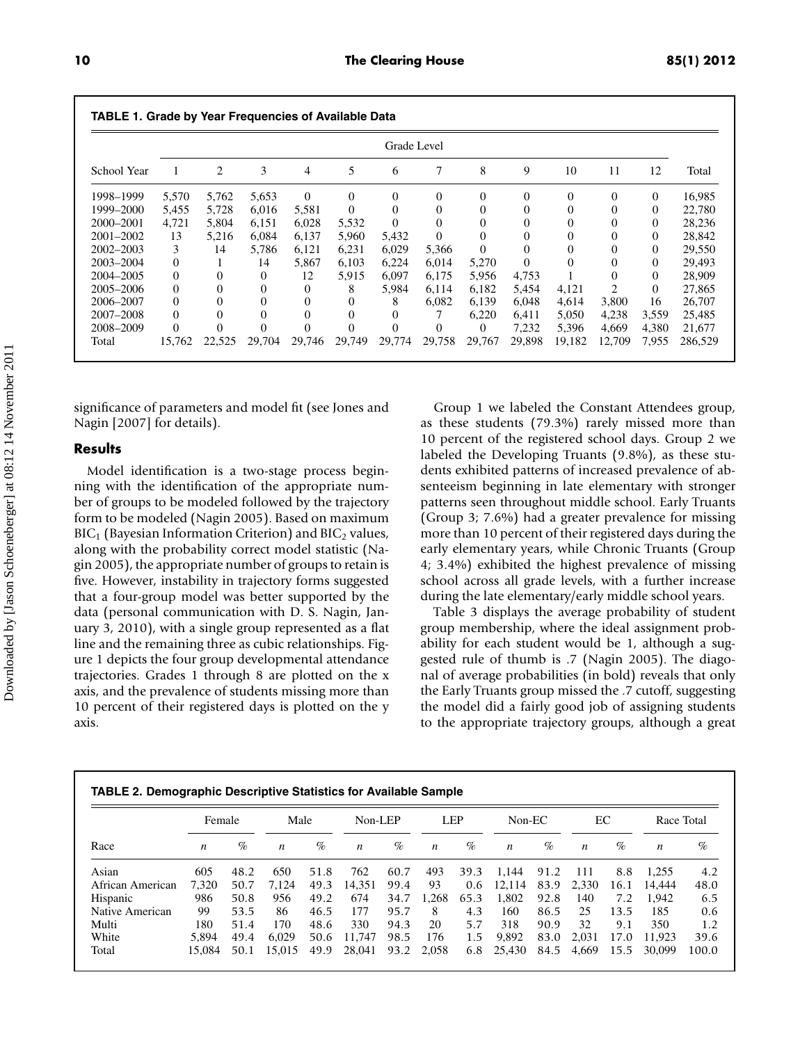**TABLE 1. Grade by Year Frequencies of Available Data**

| School Year | Grade Level | | | | | | | | | | | | Total |
|---|---|---|---|---|---|---|---|---|---|---|---|---|---|
| | 1 | 2 | 3 | 4 | 5 | 6 | 7 | 8 | 9 | 10 | 11 | 12 | |
| 1998–1999 | 5,570 | 5,762 | 5,653 | 0 | 0 | 0 | 0 | 0 | 0 | 0 | 0 | 0 | 16,985 |
| 1999–2000 | 5,455 | 5,728 | 6,016 | 5,581 | 0 | 0 | 0 | 0 | 0 | 0 | 0 | 0 | 22,780 |
| 2000–2001 | 4,721 | 5,804 | 6,151 | 6,028 | 5,532 | 0 | 0 | 0 | 0 | 0 | 0 | 0 | 28,236 |
| 2001–2002 | 13 | 5,216 | 6,084 | 6,137 | 5,960 | 5,432 | 0 | 0 | 0 | 0 | 0 | 0 | 28,842 |
| 2002–2003 | 3 | 14 | 5,786 | 6,121 | 6,231 | 6,029 | 5,366 | 0 | 0 | 0 | 0 | 0 | 29,550 |
| 2003–2004 | 0 | 1 | 14 | 5,867 | 6,103 | 6,224 | 6,014 | 5,270 | 0 | 0 | 0 | 0 | 29,493 |
| 2004–2005 | 0 | 0 | 0 | 12 | 5,915 | 6,097 | 6,175 | 5,956 | 4,753 | 1 | 0 | 0 | 28,909 |
| 2005–2006 | 0 | 0 | 0 | 0 | 8 | 5,984 | 6,114 | 6,182 | 5,454 | 4,121 | 2 | 0 | 27,865 |
| 2006–2007 | 0 | 0 | 0 | 0 | 0 | 8 | 6,082 | 6,139 | 6,048 | 4,614 | 3,800 | 16 | 26,707 |
| 2007–2008 | 0 | 0 | 0 | 0 | 0 | 0 | 7 | 6,220 | 6,411 | 5,050 | 4,238 | 3,559 | 25,485 |
| 2008–2009 | 0 | 0 | 0 | 0 | 0 | 0 | 0 | 0 | 7,232 | 5,396 | 4,669 | 4,380 | 21,677 |
| Total | 15,762 | 22,525 | 29,704 | 29,746 | 29,749 | 29,774 | 29,758 | 29,767 | 29,898 | 19,182 | 12,709 | 7,955 | 286,529 |

significance of parameters and model fit (see Jones and Nagin [2007] for details).

## Results

Model identification is a two-stage process beginning with the identification of the appropriate number of groups to be modeled followed by the trajectory form to be modeled (Nagin 2005). Based on maximum $BIC_1$ (Bayesian Information Criterion) and $BIC_2$ values, along with the probability correct model statistic (Nagin 2005), the appropriate number of groups to retain is five. However, instability in trajectory forms suggested that a four-group model was better supported by the data (personal communication with D. S. Nagin, January 3, 2010), with a single group represented as a flat line and the remaining three as cubic relationships. Figure 1 depicts the four group developmental attendance trajectories. Grades 1 through 8 are plotted on the x axis, and the prevalence of students missing more than 10 percent of their registered days is plotted on the y axis.

Group 1 we labeled the Constant Attendees group, as these students (79.3%) rarely missed more than 10 percent of the registered school days. Group 2 we labeled the Developing Truants (9.8%), as these students exhibited patterns of increased prevalence of absenteeism beginning in late elementary with stronger patterns seen throughout middle school. Early Truants (Group 3; 7.6%) had a greater prevalence for missing more than 10 percent of their registered days during the early elementary years, while Chronic Truants (Group 4; 3.4%) exhibited the highest prevalence of missing school across all grade levels, with a further increase during the late elementary/early middle school years.

Table 3 displays the average probability of student group membership, where the ideal assignment probability for each student would be 1, although a suggested rule of thumb is .7 (Nagin 2005). The diagonal of average probabilities (in bold) reveals that only the Early Truants group missed the .7 cutoff, suggesting the model did a fairly good job of assigning students to the appropriate trajectory groups, although a great

**TABLE 2. Demographic Descriptive Statistics for Available Sample**

| Race | Female | | Male | | Non-LEP | | LEP | | Non-EC | | EC | | Race Total | |
|---|---|---|---|---|---|---|---|---|---|---|---|---|---|---|
| | *n* | % | *n* | % | *n* | % | *n* | % | *n* | % | *n* | % | *n* | % |
| Asian | 605 | 48.2 | 650 | 51.8 | 762 | 60.7 | 493 | 39.3 | 1,144 | 91.2 | 111 | 8.8 | 1,255 | 4.2 |
| African American | 7,320 | 50.7 | 7,124 | 49.3 | 14,351 | 99.4 | 93 | 0.6 | 12,114 | 83.9 | 2,330 | 16.1 | 14,444 | 48.0 |
| Hispanic | 986 | 50.8 | 956 | 49.2 | 674 | 34.7 | 1,268 | 65.3 | 1,802 | 92.8 | 140 | 7.2 | 1,942 | 6.5 |
| Native American | 99 | 53.5 | 86 | 46.5 | 177 | 95.7 | 8 | 4.3 | 160 | 86.5 | 25 | 13.5 | 185 | 0.6 |
| Multi | 180 | 51.4 | 170 | 48.6 | 330 | 94.3 | 20 | 5.7 | 318 | 90.9 | 32 | 9.1 | 350 | 1.2 |
| White | 5,894 | 49.4 | 6,029 | 50.6 | 11,747 | 98.5 | 176 | 1.5 | 9,892 | 83.0 | 2,031 | 17.0 | 11,923 | 39.6 |
| Total | 15,084 | 50.1 | 15,015 | 49.9 | 28,041 | 93.2 | 2,058 | 6.8 | 25,430 | 84.5 | 4,669 | 15.5 | 30,099 | 100.0 |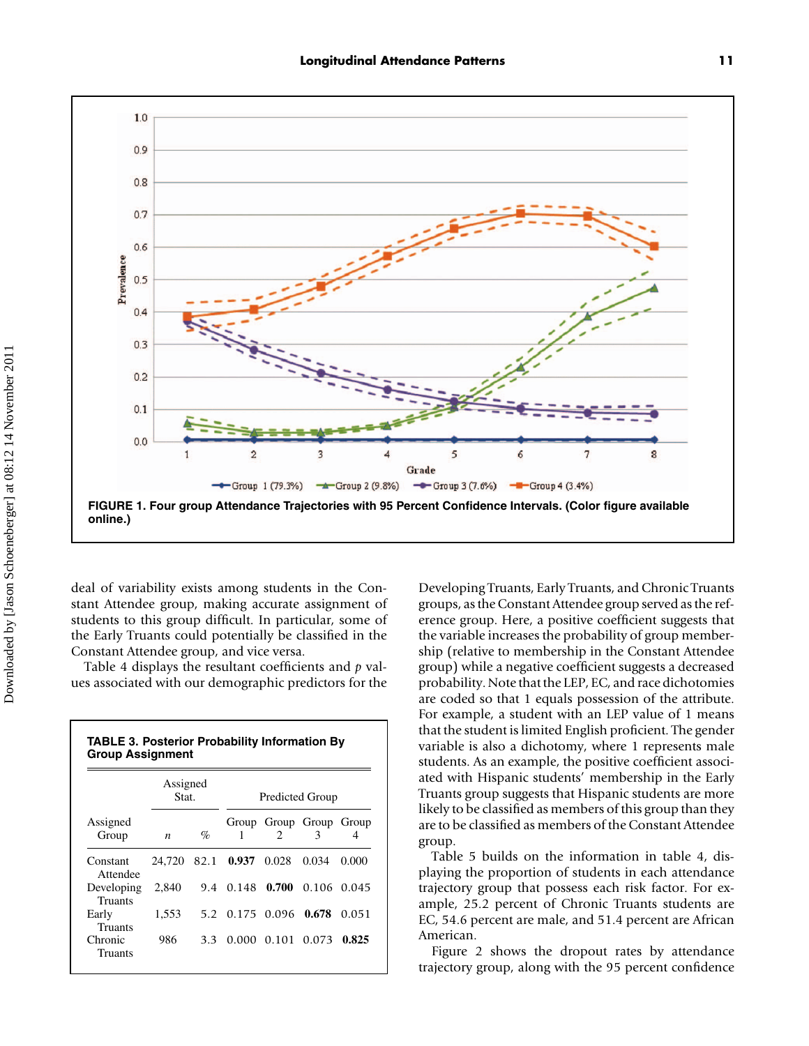FIGURE 1. Four group Attendance Trajectories with 95 Percent Confidence Intervals. (Color figure available online.)

deal of variability exists among students in the Constant Attendee group, making accurate assignment of students to this group difficult. In particular, some of the Early Truants could potentially be classified in the Constant Attendee group, and vice versa.

Table 4 displays the resultant coefficients and *p* values associated with our demographic predictors for the Developing Truants, Early Truants, and Chronic Truants groups, as the Constant Attendee group served as the reference group. Here, a positive coefficient suggests that the variable increases the probability of group membership (relative to membership in the Constant Attendee group) while a negative coefficient suggests a decreased probability. Note that the LEP, EC, and race dichotomies are coded so that 1 equals possession of the attribute. For example, a student with an LEP value of 1 means that the student is limited English proficient. The gender variable is also a dichotomy, where 1 represents male students. As an example, the positive coefficient associated with Hispanic students' membership in the Early Truants group suggests that Hispanic students are more likely to be classified as members of this group than they are to be classified as members of the Constant Attendee group.

Table 5 builds on the information in table 4, displaying the proportion of students in each attendance trajectory group that possess each risk factor. For example, 25.2 percent of Chronic Truants students are EC, 54.6 percent are male, and 51.4 percent are African American.

Figure 2 shows the dropout rates by attendance trajectory group, along with the 95 percent confidence

**TABLE 3. Posterior Probability Information By Group Assignment**

| | Assigned Stat. | | Predicted Group | | | |
|---|---|---|---|---|---|---|
| Assigned Group | *n* | % | Group 1 | Group 2 | Group 3 | Group 4 |
| Constant Attendee | 24,720 | 82.1 | **0.937** | 0.028 | 0.034 | 0.000 |
| Developing Truants | 2,840 | 9.4 | 0.148 | **0.700** | 0.106 | 0.045 |
| Early Truants | 1,553 | 5.2 | 0.175 | 0.096 | **0.678** | 0.051 |
| Chronic Truants | 986 | 3.3 | 0.000 | 0.101 | 0.073 | **0.825** |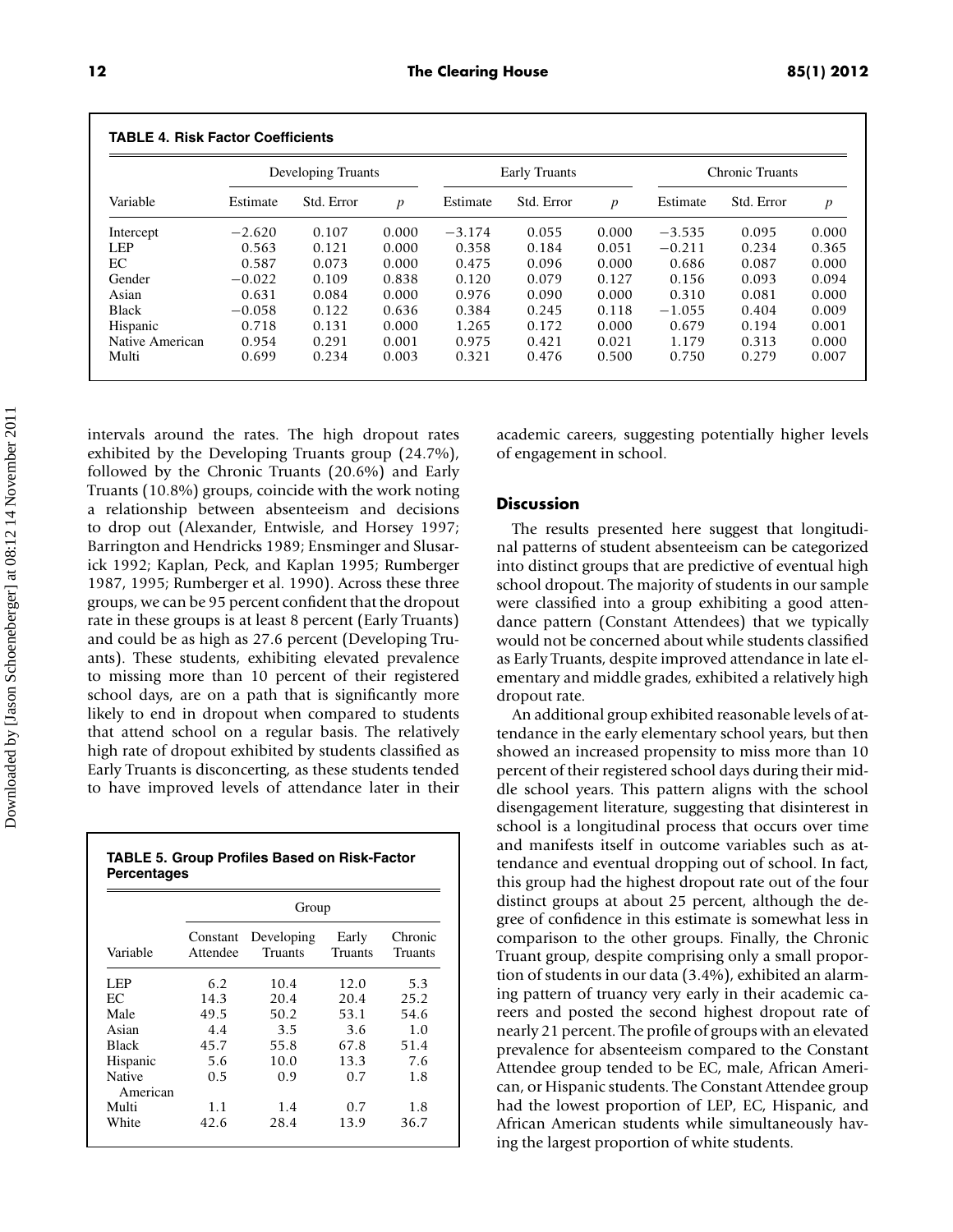**TABLE 4. Risk Factor Coefficients**

| Variable | Developing Truants | | | Early Truants | | | Chronic Truants | | |
|---|---|---|---|---|---|---|---|---|---|
| | Estimate | Std. Error | $p$ | Estimate | Std. Error | $p$ | Estimate | Std. Error | $p$ |
| Intercept | −2.620 | 0.107 | 0.000 | −3.174 | 0.055 | 0.000 | −3.535 | 0.095 | 0.000 |
| LEP | 0.563 | 0.121 | 0.000 | 0.358 | 0.184 | 0.051 | −0.211 | 0.234 | 0.365 |
| EC | 0.587 | 0.073 | 0.000 | 0.475 | 0.096 | 0.000 | 0.686 | 0.087 | 0.000 |
| Gender | −0.022 | 0.109 | 0.838 | 0.120 | 0.079 | 0.127 | 0.156 | 0.093 | 0.094 |
| Asian | 0.631 | 0.084 | 0.000 | 0.976 | 0.090 | 0.000 | 0.310 | 0.081 | 0.000 |
| Black | −0.058 | 0.122 | 0.636 | 0.384 | 0.245 | 0.118 | −1.055 | 0.404 | 0.009 |
| Hispanic | 0.718 | 0.131 | 0.000 | 1.265 | 0.172 | 0.000 | 0.679 | 0.194 | 0.001 |
| Native American | 0.954 | 0.291 | 0.001 | 0.975 | 0.421 | 0.021 | 1.179 | 0.313 | 0.000 |
| Multi | 0.699 | 0.234 | 0.003 | 0.321 | 0.476 | 0.500 | 0.750 | 0.279 | 0.007 |

intervals around the rates. The high dropout rates exhibited by the Developing Truants group (24.7%), followed by the Chronic Truants (20.6%) and Early Truants (10.8%) groups, coincide with the work noting a relationship between absenteeism and decisions to drop out (Alexander, Entwisle, and Horsey 1997; Barrington and Hendricks 1989; Ensminger and Slusarick 1992; Kaplan, Peck, and Kaplan 1995; Rumberger 1987, 1995; Rumberger et al. 1990). Across these three groups, we can be 95 percent confident that the dropout rate in these groups is at least 8 percent (Early Truants) and could be as high as 27.6 percent (Developing Truants). These students, exhibiting elevated prevalence to missing more than 10 percent of their registered school days, are on a path that is significantly more likely to end in dropout when compared to students that attend school on a regular basis. The relatively high rate of dropout exhibited by students classified as Early Truants is disconcerting, as these students tended to have improved levels of attendance later in their academic careers, suggesting potentially higher levels of engagement in school.

**TABLE 5. Group Profiles Based on Risk-Factor Percentages**

| Variable | Constant Attendee | Developing Truants | Early Truants | Chronic Truants |
|---|---|---|---|---|
| LEP | 6.2 | 10.4 | 12.0 | 5.3 |
| EC | 14.3 | 20.4 | 20.4 | 25.2 |
| Male | 49.5 | 50.2 | 53.1 | 54.6 |
| Asian | 4.4 | 3.5 | 3.6 | 1.0 |
| Black | 45.7 | 55.8 | 67.8 | 51.4 |
| Hispanic | 5.6 | 10.0 | 13.3 | 7.6 |
| Native American | 0.5 | 0.9 | 0.7 | 1.8 |
| Multi | 1.1 | 1.4 | 0.7 | 1.8 |
| White | 42.6 | 28.4 | 13.9 | 36.7 |

## Discussion

The results presented here suggest that longitudinal patterns of student absenteeism can be categorized into distinct groups that are predictive of eventual high school dropout. The majority of students in our sample were classified into a group exhibiting a good attendance pattern (Constant Attendees) that we typically would not be concerned about while students classified as Early Truants, despite improved attendance in late elementary and middle grades, exhibited a relatively high dropout rate.

An additional group exhibited reasonable levels of attendance in the early elementary school years, but then showed an increased propensity to miss more than 10 percent of their registered school days during their middle school years. This pattern aligns with the school disengagement literature, suggesting that disinterest in school is a longitudinal process that occurs over time and manifests itself in outcome variables such as attendance and eventual dropping out of school. In fact, this group had the highest dropout rate out of the four distinct groups at about 25 percent, although the degree of confidence in this estimate is somewhat less in comparison to the other groups. Finally, the Chronic Truant group, despite comprising only a small proportion of students in our data (3.4%), exhibited an alarming pattern of truancy very early in their academic careers and posted the second highest dropout rate of nearly 21 percent. The profile of groups with an elevated prevalence for absenteeism compared to the Constant Attendee group tended to be EC, male, African American, or Hispanic students. The Constant Attendee group had the lowest proportion of LEP, EC, Hispanic, and African American students while simultaneously having the largest proportion of white students.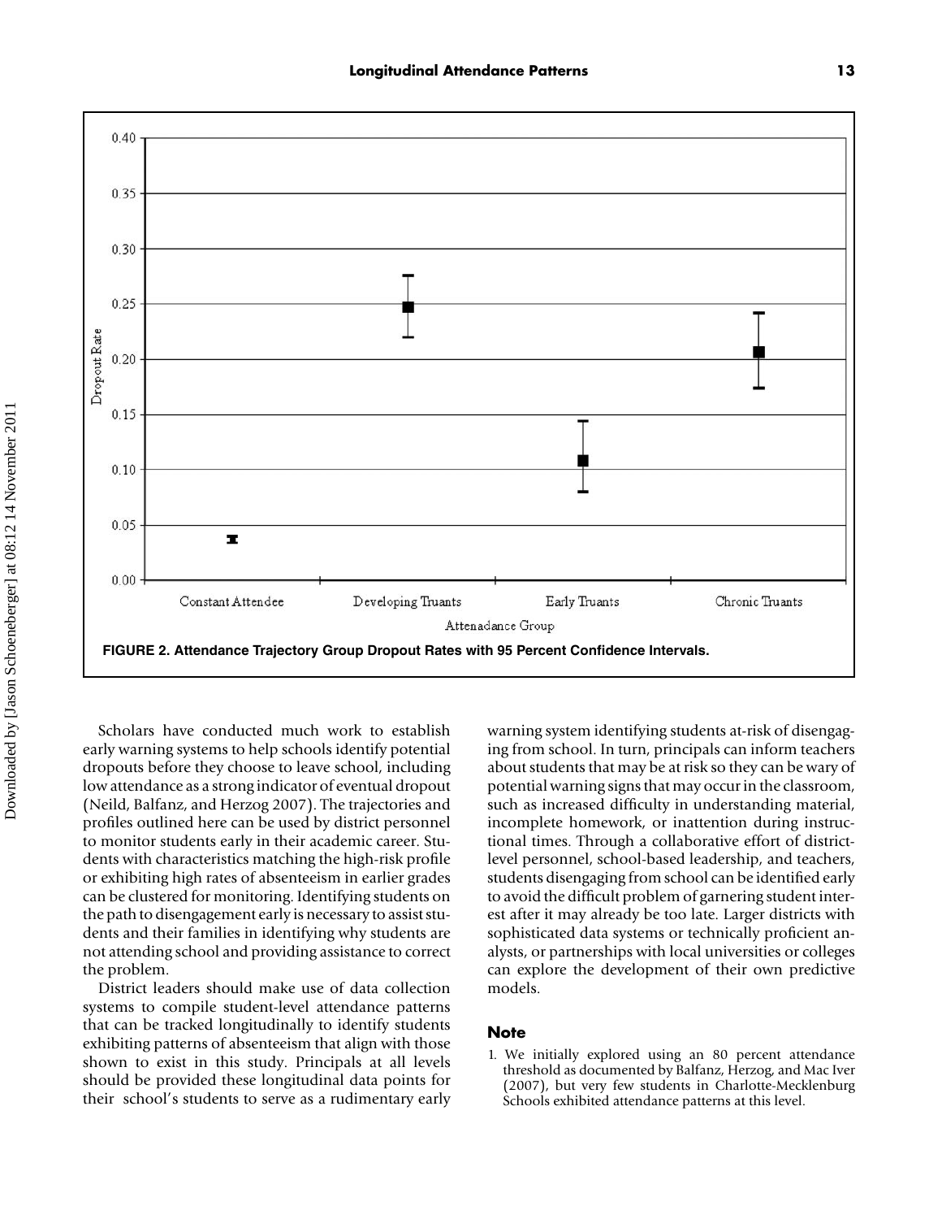FIGURE 2. Attendance Trajectory Group Dropout Rates with 95 Percent Confidence Intervals.

Scholars have conducted much work to establish early warning systems to help schools identify potential dropouts before they choose to leave school, including low attendance as a strong indicator of eventual dropout (Neild, Balfanz, and Herzog 2007). The trajectories and profiles outlined here can be used by district personnel to monitor students early in their academic career. Students with characteristics matching the high-risk profile or exhibiting high rates of absenteeism in earlier grades can be clustered for monitoring. Identifying students on the path to disengagement early is necessary to assist students and their families in identifying why students are not attending school and providing assistance to correct the problem.

District leaders should make use of data collection systems to compile student-level attendance patterns that can be tracked longitudinally to identify students exhibiting patterns of absenteeism that align with those shown to exist in this study. Principals at all levels should be provided these longitudinal data points for their school's students to serve as a rudimentary early warning system identifying students at-risk of disengaging from school. In turn, principals can inform teachers about students that may be at risk so they can be wary of potential warning signs that may occur in the classroom, such as increased difficulty in understanding material, incomplete homework, or inattention during instructional times. Through a collaborative effort of district-level personnel, school-based leadership, and teachers, students disengaging from school can be identified early to avoid the difficult problem of garnering student interest after it may already be too late. Larger districts with sophisticated data systems or technically proficient analysts, or partnerships with local universities or colleges can explore the development of their own predictive models.

## Note

1. We initially explored using an 80 percent attendance threshold as documented by Balfanz, Herzog, and Mac Iver (2007), but very few students in Charlotte-Mecklenburg Schools exhibited attendance patterns at this level.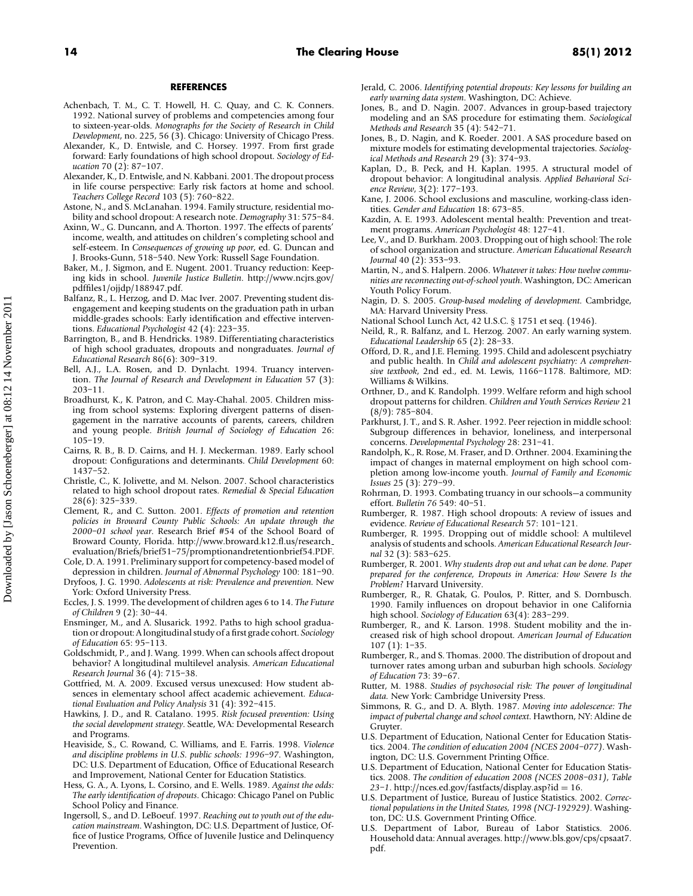## REFERENCES

Achenbach, T. M., C. T. Howell, H. C. Quay, and C. K. Conners. 1992. National survey of problems and competencies among four to sixteen-year-olds. *Monographs for the Society of Research in Child Development*, no. 225, 56 (3). Chicago: University of Chicago Press.

Alexander, K., D. Entwisle, and C. Horsey. 1997. From first grade forward: Early foundations of high school dropout. *Sociology of Education* 70 (2): 87–107.

Alexander, K., D. Entwisle, and N. Kabbani. 2001. The dropout process in life course perspective: Early risk factors at home and school. *Teachers College Record* 103 (5): 760–822.

Astone, N., and S. McLanahan. 1994. Family structure, residential mobility and school dropout: A research note. *Demography* 31: 575–84.

Axinn, W., G. Duncann, and A. Thorton. 1997. The effects of parents' income, wealth, and attitudes on children's completing school and self-esteem. In *Consequences of growing up poor*, ed. G. Duncan and J. Brooks-Gunn, 518–540. New York: Russell Sage Foundation.

Baker, M., J. Sigmon, and E. Nugent. 2001. Truancy reduction: Keeping kids in school. *Juvenile Justice Bulletin*. http://www.ncjrs.gov/pdffiles1/ojjdp/188947.pdf.

Balfanz, R., L. Herzog, and D. Mac Iver. 2007. Preventing student disengagement and keeping students on the graduation path in urban middle-grades schools: Early identification and effective interventions. *Educational Psychologist* 42 (4): 223–35.

Barrington, B., and B. Hendricks. 1989. Differentiating characteristics of high school graduates, dropouts and nongraduates. *Journal of Educational Research* 86(6): 309–319.

Bell, A.J., L.A. Rosen, and D. Dynlacht. 1994. Truancy intervention. *The Journal of Research and Development in Education* 57 (3): 203–11.

Broadhurst, K., K. Patron, and C. May-Chahal. 2005. Children missing from school systems: Exploring divergent patterns of disengagement in the narrative accounts of parents, careers, children and young people. *British Journal of Sociology of Education* 26: 105–19.

Cairns, R. B., B. D. Cairns, and H. J. Meckerman. 1989. Early school dropout: Configurations and determinants. *Child Development* 60: 1437–52.

Christle, C., K. Jolivette, and M. Nelson. 2007. School characteristics related to high school dropout rates. *Remedial & Special Education* 28(6): 325–339.

Clement, R., and C. Sutton. 2001. *Effects of promotion and retention policies in Broward County Public Schools: An update through the 2000–01 school year*. Research Brief #54 of the School Board of Broward County, Florida. http://www.broward.k12.fl.us/research_evaluation/Briefs/brief51-75/promptionandretentionbrief54.PDF.

Cole, D. A. 1991. Preliminary support for competency-based model of depression in children. *Journal of Abnormal Psychology* 100: 181–90.

Dryfoos, J. G. 1990. *Adolescents at risk: Prevalence and prevention.* New York: Oxford University Press.

Eccles, J. S. 1999. The development of children ages 6 to 14. *The Future of Children* 9 (2): 30–44.

Ensminger, M., and A. Slusarick. 1992. Paths to high school graduation or dropout: A longitudinal study of a first grade cohort. *Sociology of Education* 65: 95–113.

Goldschmidt, P., and J. Wang. 1999. When can schools affect dropout behavior? A longitudinal multilevel analysis. *American Educational Research Journal* 36 (4): 715–38.

Gottfried, M. A. 2009. Excused versus unexcused: How student absences in elementary school affect academic achievement. *Educational Evaluation and Policy Analysis* 31 (4): 392–415.

Hawkins, J. D., and R. Catalano. 1995. *Risk focused prevention: Using the social development strategy*. Seattle, WA: Developmental Research and Programs.

Heaviside, S., C. Rowand, C. Williams, and E. Farris. 1998. *Violence and discipline problems in U.S. public schools: 1996–97.* Washington, DC: U.S. Department of Education, Office of Educational Research and Improvement, National Center for Education Statistics.

Hess, G. A., A. Lyons, L. Corsino, and E. Wells. 1989. *Against the odds: The early identification of dropouts.* Chicago: Chicago Panel on Public School Policy and Finance.

Ingersoll, S., and D. LeBoeuf. 1997. *Reaching out to youth out of the education mainstream.* Washington, DC: U.S. Department of Justice, Office of Justice Programs, Office of Juvenile Justice and Delinquency Prevention.

Jerald, C. 2006. *Identifying potential dropouts: Key lessons for building an early warning data system*. Washington, DC: Achieve.

Jones, B., and D. Nagin. 2007. Advances in group-based trajectory modeling and an SAS procedure for estimating them. *Sociological Methods and Research* 35 (4): 542–71.

Jones, B., D. Nagin, and K. Roeder. 2001. A SAS procedure based on mixture models for estimating developmental trajectories. *Sociological Methods and Research* 29 (3): 374–93.

Kaplan, D., B. Peck, and H. Kaplan. 1995. A structural model of dropout behavior: A longitudinal analysis. *Applied Behavioral Science Review*, 3(2): 177–193.

Kane, J. 2006. School exclusions and masculine, working-class identities. *Gender and Education* 18: 673–85.

Kazdin, A. E. 1993. Adolescent mental health: Prevention and treatment programs. *American Psychologist* 48: 127–41.

Lee, V., and D. Burkham. 2003. Dropping out of high school: The role of school organization and structure. *American Educational Research Journal* 40 (2): 353–93.

Martin, N., and S. Halpern. 2006. *Whatever it takes: How twelve communities are reconnecting out-of-school youth*. Washington, DC: American Youth Policy Forum.

Nagin, D. S. 2005. *Group-based modeling of development.* Cambridge, MA: Harvard University Press.

National School Lunch Act, 42 U.S.C. § 1751 et seq. (1946).

Neild, R., R. Balfanz, and L. Herzog. 2007. An early warning system. *Educational Leadership* 65 (2): 28–33.

Offord, D. R., and J.E. Fleming. 1995. Child and adolescent psychiatry and public health. In *Child and adolescent psychiatry: A comprehensive textbook*, 2nd ed., ed. M. Lewis, 1166–1178. Baltimore, MD: Williams & Wilkins.

Orthner, D., and K. Randolph. 1999. Welfare reform and high school dropout patterns for children. *Children and Youth Services Review* 21 (8/9): 785–804.

Parkhurst, J. T., and S. R. Asher. 1992. Peer rejection in middle school: Subgroup differences in behavior, loneliness, and interpersonal concerns. *Developmental Psychology* 28: 231–41.

Randolph, K., R. Rose, M. Fraser, and D. Orthner. 2004. Examining the impact of changes in maternal employment on high school completion among low-income youth. *Journal of Family and Economic Issues* 25 (3): 279–99.

Rohrman, D. 1993. Combating truancy in our schools—a community effort. *Bulletin 76* 549: 40–51.

Rumberger, R. 1987. High school dropouts: A review of issues and evidence. *Review of Educational Research* 57: 101–121.

Rumberger, R. 1995. Dropping out of middle school: A multilevel analysis of students and schools. *American Educational Research Journal* 32 (3): 583–625.

Rumberger, R. 2001. *Why students drop out and what can be done. Paper prepared for the conference, Dropouts in America: How Severe Is the Problem?* Harvard University.

Rumberger, R., R. Ghatak, G. Poulos, P. Ritter, and S. Dornbusch. 1990. Family influences on dropout behavior in one California high school. *Sociology of Education* 63(4): 283–299.

Rumberger, R., and K. Larson. 1998. Student mobility and the increased risk of high school dropout. *American Journal of Education* 107 (1): 1–35.

Rumberger, R., and S. Thomas. 2000. The distribution of dropout and turnover rates among urban and suburban high schools. *Sociology of Education* 73: 39–67.

Rutter, M. 1988. *Studies of psychosocial risk: The power of longitudinal data.* New York: Cambridge University Press.

Simmons, R. G., and D. A. Blyth. 1987. *Moving into adolescence: The impact of pubertal change and school context.* Hawthorn, NY: Aldine de Gruyter.

U.S. Department of Education, National Center for Education Statistics. 2004. *The condition of education 2004 (NCES 2004–077)*. Washington, DC: U.S. Government Printing Office.

U.S. Department of Education, National Center for Education Statistics. 2008. *The condition of education 2008 (NCES 2008–031), Table 23–1*. http://nces.ed.gov/fastfacts/display.asp?id = 16.

U.S. Department of Justice, Bureau of Justice Statistics. 2002. *Correctional populations in the United States, 1998 (NCJ-192929)*. Washington, DC: U.S. Government Printing Office.

U.S. Department of Labor, Bureau of Labor Statistics. 2006. Household data: Annual averages. http://www.bls.gov/cps/cpsaat7.pdf.